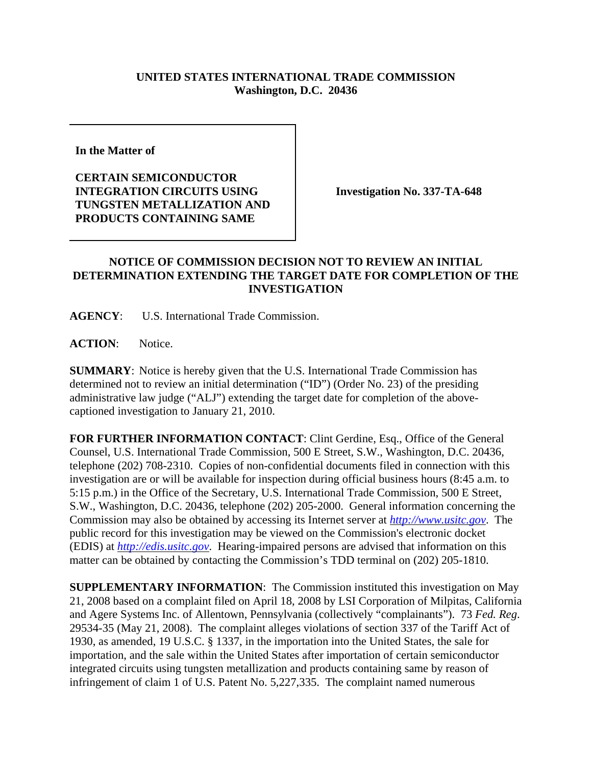**UNITED STATES INTERNATIONAL TRADE COMMISSION**
**Washington, D.C. 20436**

**In the Matter of**

**CERTAIN SEMICONDUCTOR INTEGRATION CIRCUITS USING TUNGSTEN METALLIZATION AND PRODUCTS CONTAINING SAME**

**Investigation No. 337-TA-648**

## NOTICE OF COMMISSION DECISION NOT TO REVIEW AN INITIAL DETERMINATION EXTENDING THE TARGET DATE FOR COMPLETION OF THE INVESTIGATION

**AGENCY**: U.S. International Trade Commission.

**ACTION**: Notice.

**SUMMARY**: Notice is hereby given that the U.S. International Trade Commission has determined not to review an initial determination ("ID") (Order No. 23) of the presiding administrative law judge ("ALJ") extending the target date for completion of the above-captioned investigation to January 21, 2010.

**FOR FURTHER INFORMATION CONTACT**: Clint Gerdine, Esq., Office of the General Counsel, U.S. International Trade Commission, 500 E Street, S.W., Washington, D.C. 20436, telephone (202) 708-2310. Copies of non-confidential documents filed in connection with this investigation are or will be available for inspection during official business hours (8:45 a.m. to 5:15 p.m.) in the Office of the Secretary, U.S. International Trade Commission, 500 E Street, S.W., Washington, D.C. 20436, telephone (202) 205-2000. General information concerning the Commission may also be obtained by accessing its Internet server at *http://www.usitc.gov*. The public record for this investigation may be viewed on the Commission's electronic docket (EDIS) at *http://edis.usitc.gov*. Hearing-impaired persons are advised that information on this matter can be obtained by contacting the Commission's TDD terminal on (202) 205-1810.

**SUPPLEMENTARY INFORMATION**: The Commission instituted this investigation on May 21, 2008 based on a complaint filed on April 18, 2008 by LSI Corporation of Milpitas, California and Agere Systems Inc. of Allentown, Pennsylvania (collectively "complainants"). 73 *Fed. Reg*. 29534-35 (May 21, 2008). The complaint alleges violations of section 337 of the Tariff Act of 1930, as amended, 19 U.S.C. § 1337, in the importation into the United States, the sale for importation, and the sale within the United States after importation of certain semiconductor integrated circuits using tungsten metallization and products containing same by reason of infringement of claim 1 of U.S. Patent No. 5,227,335. The complaint named numerous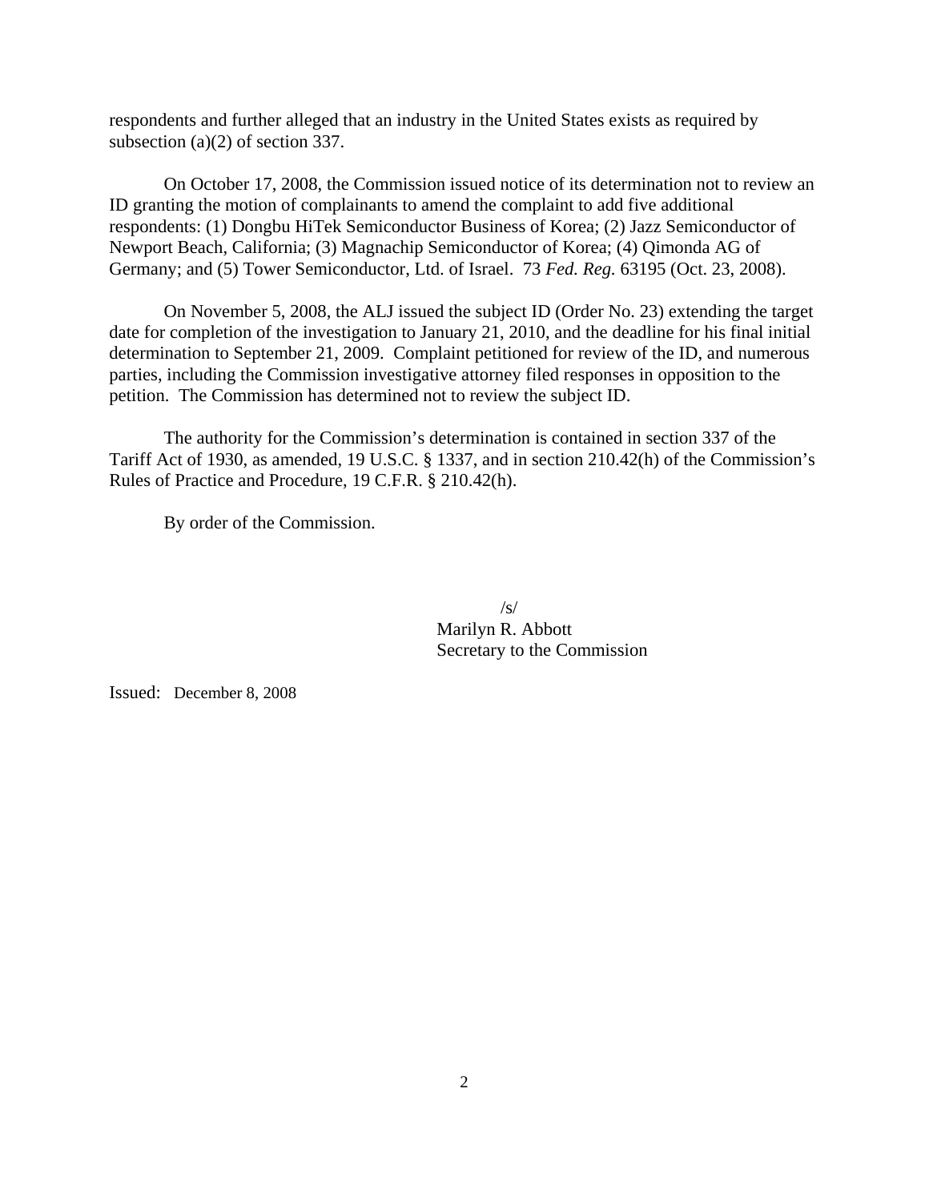respondents and further alleged that an industry in the United States exists as required by subsection (a)(2) of section 337.

On October 17, 2008, the Commission issued notice of its determination not to review an ID granting the motion of complainants to amend the complaint to add five additional respondents: (1) Dongbu HiTek Semiconductor Business of Korea; (2) Jazz Semiconductor of Newport Beach, California; (3) Magnachip Semiconductor of Korea; (4) Qimonda AG of Germany; and (5) Tower Semiconductor, Ltd. of Israel. 73 *Fed. Reg.* 63195 (Oct. 23, 2008).

On November 5, 2008, the ALJ issued the subject ID (Order No. 23) extending the target date for completion of the investigation to January 21, 2010, and the deadline for his final initial determination to September 21, 2009. Complaint petitioned for review of the ID, and numerous parties, including the Commission investigative attorney filed responses in opposition to the petition. The Commission has determined not to review the subject ID.

The authority for the Commission's determination is contained in section 337 of the Tariff Act of 1930, as amended, 19 U.S.C. § 1337, and in section 210.42(h) of the Commission's Rules of Practice and Procedure, 19 C.F.R. § 210.42(h).

By order of the Commission.

/s/
Marilyn R. Abbott
Secretary to the Commission

Issued: December 8, 2008